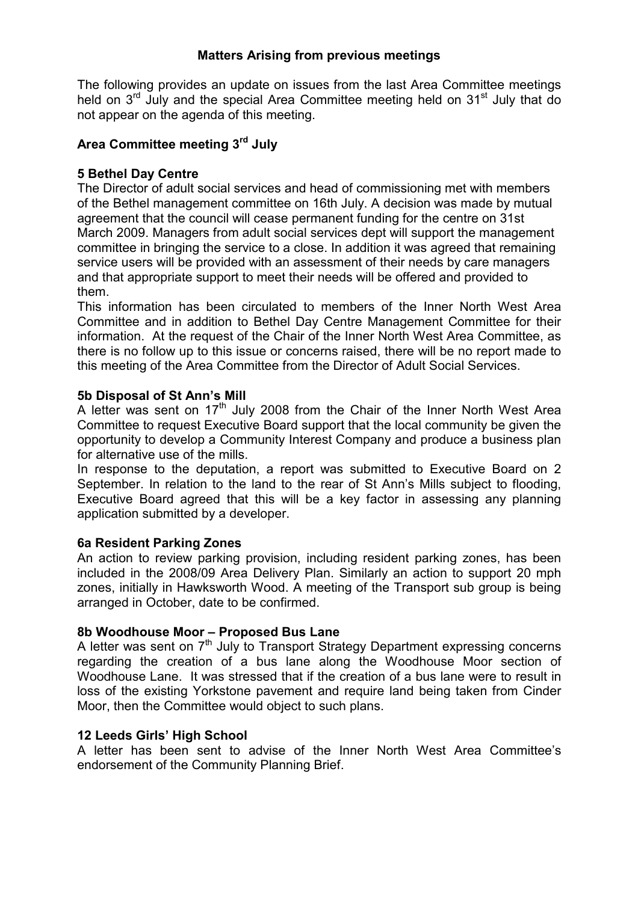## Matters Arising from previous meetings

The following provides an update on issues from the last Area Committee meetings held on 3rd July and the special Area Committee meeting held on 31st July that do not appear on the agenda of this meeting.

### Area Committee meeting 3rd July

#### 5 Bethel Day Centre

The Director of adult social services and head of commissioning met with members of the Bethel management committee on 16th July. A decision was made by mutual agreement that the council will cease permanent funding for the centre on 31st March 2009. Managers from adult social services dept will support the management committee in bringing the service to a close. In addition it was agreed that remaining service users will be provided with an assessment of their needs by care managers and that appropriate support to meet their needs will be offered and provided to them.

This information has been circulated to members of the Inner North West Area Committee and in addition to Bethel Day Centre Management Committee for their information. At the request of the Chair of the Inner North West Area Committee, as there is no follow up to this issue or concerns raised, there will be no report made to this meeting of the Area Committee from the Director of Adult Social Services.

#### 5b Disposal of St Ann's Mill

A letter was sent on 17th July 2008 from the Chair of the Inner North West Area Committee to request Executive Board support that the local community be given the opportunity to develop a Community Interest Company and produce a business plan for alternative use of the mills.

In response to the deputation, a report was submitted to Executive Board on 2 September. In relation to the land to the rear of St Ann's Mills subject to flooding, Executive Board agreed that this will be a key factor in assessing any planning application submitted by a developer.

#### 6a Resident Parking Zones

An action to review parking provision, including resident parking zones, has been included in the 2008/09 Area Delivery Plan. Similarly an action to support 20 mph zones, initially in Hawksworth Wood. A meeting of the Transport sub group is being arranged in October, date to be confirmed.

#### 8b Woodhouse Moor – Proposed Bus Lane

A letter was sent on 7th July to Transport Strategy Department expressing concerns regarding the creation of a bus lane along the Woodhouse Moor section of Woodhouse Lane. It was stressed that if the creation of a bus lane were to result in loss of the existing Yorkstone pavement and require land being taken from Cinder Moor, then the Committee would object to such plans.

#### 12 Leeds Girls' High School

A letter has been sent to advise of the Inner North West Area Committee's endorsement of the Community Planning Brief.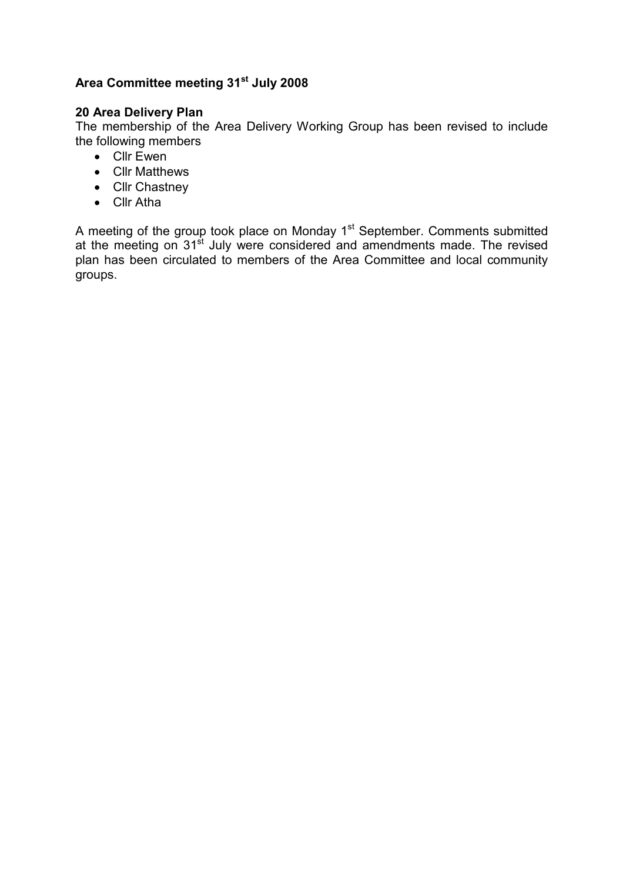## Area Committee meeting 31st July 2008

### 20 Area Delivery Plan

The membership of the Area Delivery Working Group has been revised to include the following members

- Cllr Ewen
- Cllr Matthews
- Cllr Chastney
- Cllr Atha

A meeting of the group took place on Monday 1st September. Comments submitted at the meeting on 31st July were considered and amendments made. The revised plan has been circulated to members of the Area Committee and local community groups.